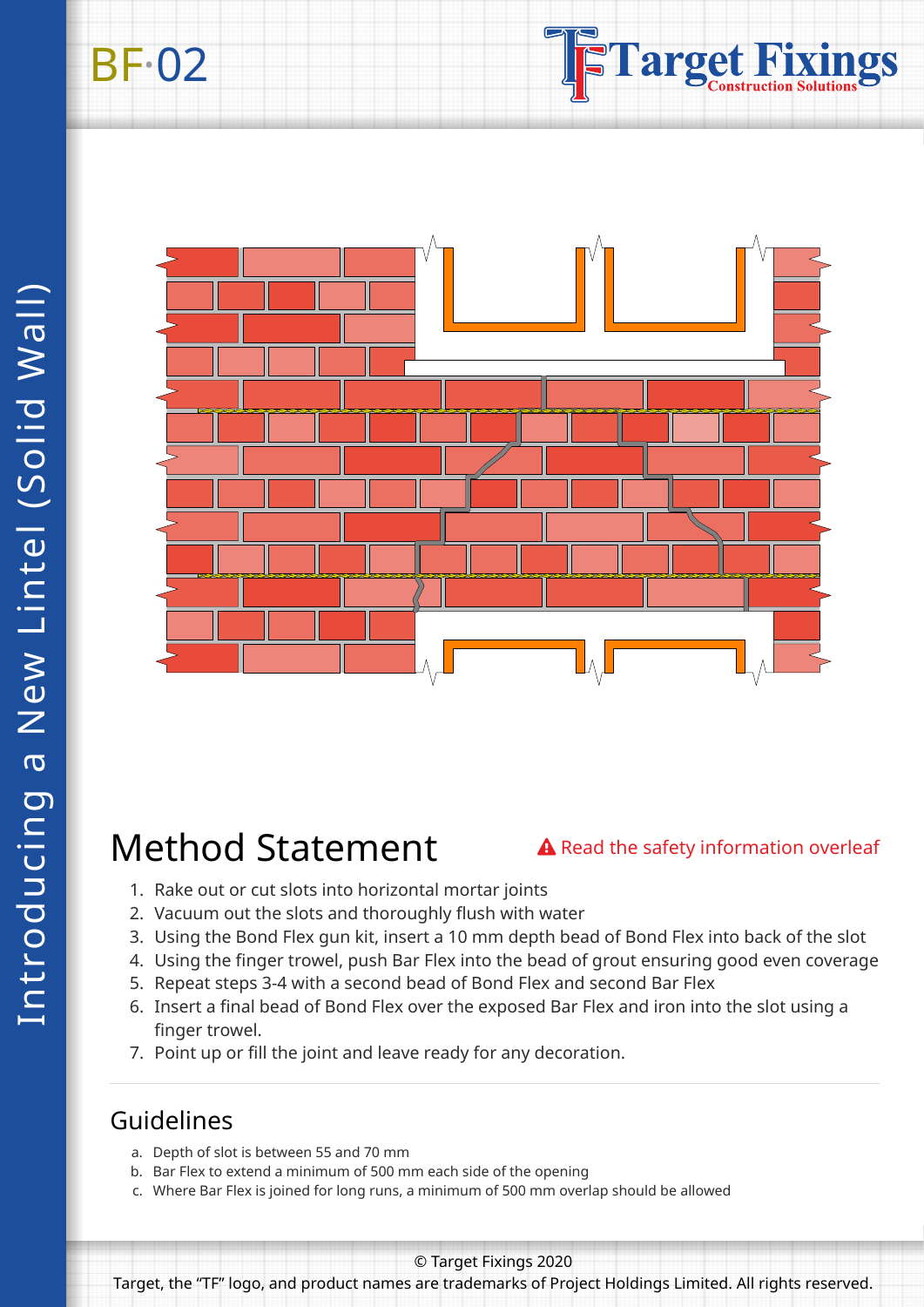BF·02

# Introducing a New Lintel (Solid Wall)

## Method Statement

⚠ Read the safety information overleaf

1. Rake out or cut slots into horizontal mortar joints
2. Vacuum out the slots and thoroughly flush with water
3. Using the Bond Flex gun kit, insert a 10 mm depth bead of Bond Flex into back of the slot
4. Using the finger trowel, push Bar Flex into the bead of grout ensuring good even coverage
5. Repeat steps 3-4 with a second bead of Bond Flex and second Bar Flex
6. Insert a final bead of Bond Flex over the exposed Bar Flex and iron into the slot using a finger trowel.
7. Point up or fill the joint and leave ready for any decoration.

## Guidelines

a. Depth of slot is between 55 and 70 mm
b. Bar Flex to extend a minimum of 500 mm each side of the opening
c. Where Bar Flex is joined for long runs, a minimum of 500 mm overlap should be allowed

© Target Fixings 2020

Target, the "TF" logo, and product names are trademarks of Project Holdings Limited. All rights reserved.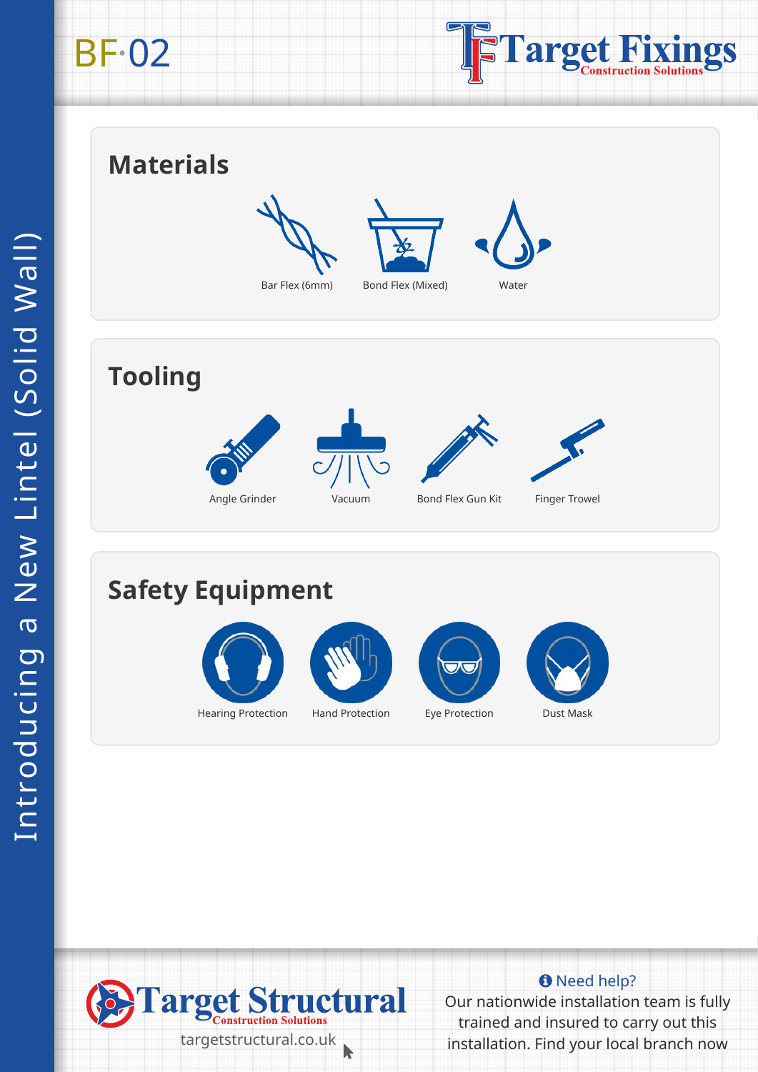BF·02

Introducing a New Lintel (Solid Wall)

## Materials

- Bar Flex (6mm)
- Bond Flex (Mixed)
- Water

## Tooling

- Angle Grinder
- Vacuum
- Bond Flex Gun Kit
- Finger Trowel

## Safety Equipment

- Hearing Protection
- Hand Protection
- Eye Protection
- Dust Mask

Target Structural Construction Solutions
targetstructural.co.uk

**Need help?**
Our nationwide installation team is fully trained and insured to carry out this installation. Find your local branch now